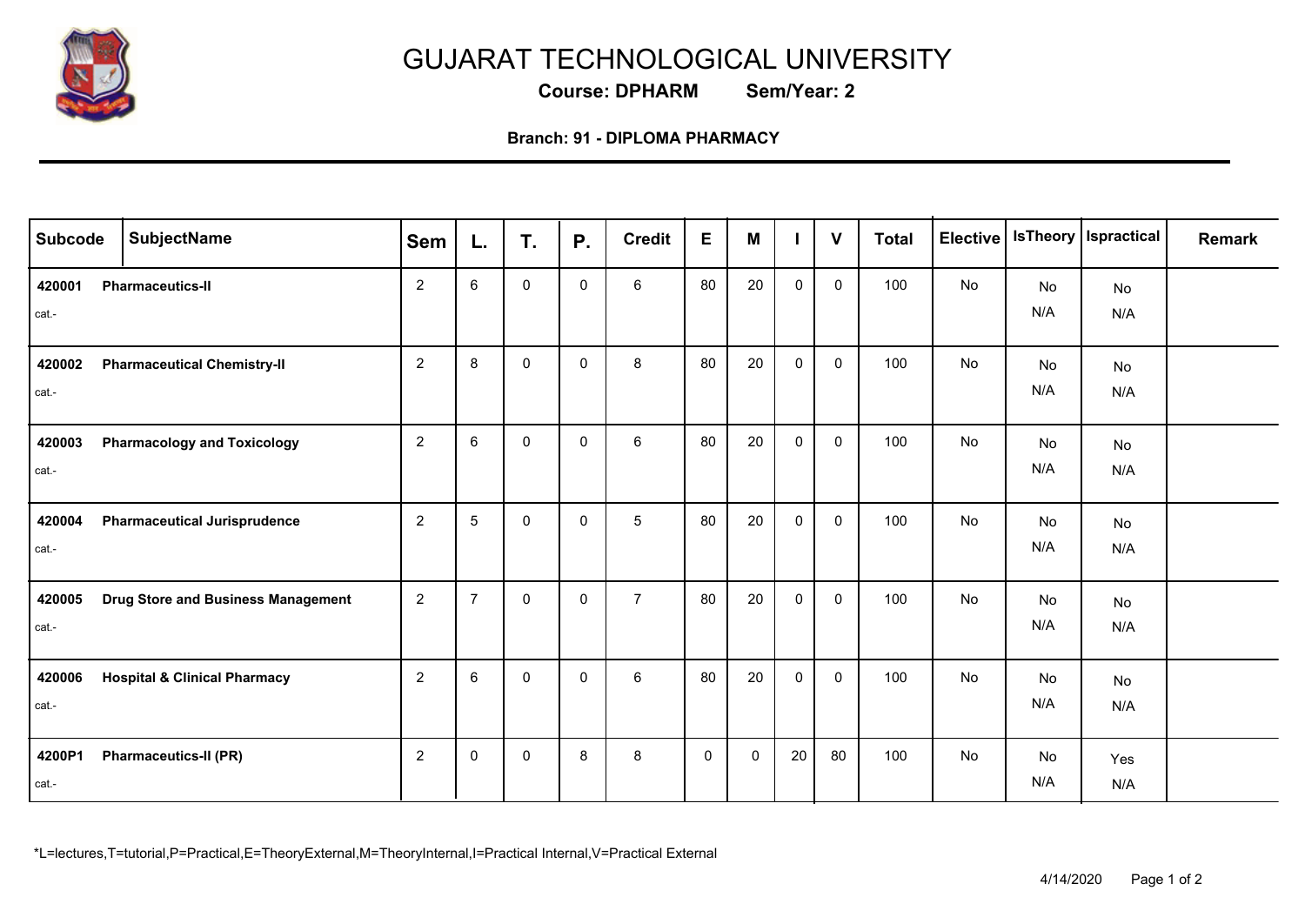# GUJARAT TECHNOLOGICAL UNIVERSITY

**Course: DPHARM Sem/Year: 2**

**Branch: 91 - DIPLOMA PHARMACY**

| Subcode | SubjectName | Sem | L. | T. | P. | Credit | E | M | I | V | Total | Elective | IsTheory | Ispractical | Remark |
|---|---|---|---|---|---|---|---|---|---|---|---|---|---|---|---|
| 420001 cat.- | Pharmaceutics-II | 2 | 6 | 0 | 0 | 6 | 80 | 20 | 0 | 0 | 100 | No | No N/A | No N/A | |
| 420002 cat.- | Pharmaceutical Chemistry-II | 2 | 8 | 0 | 0 | 8 | 80 | 20 | 0 | 0 | 100 | No | No N/A | No N/A | |
| 420003 cat.- | Pharmacology and Toxicology | 2 | 6 | 0 | 0 | 6 | 80 | 20 | 0 | 0 | 100 | No | No N/A | No N/A | |
| 420004 cat.- | Pharmaceutical Jurisprudence | 2 | 5 | 0 | 0 | 5 | 80 | 20 | 0 | 0 | 100 | No | No N/A | No N/A | |
| 420005 cat.- | Drug Store and Business Management | 2 | 7 | 0 | 0 | 7 | 80 | 20 | 0 | 0 | 100 | No | No N/A | No N/A | |
| 420006 cat.- | Hospital & Clinical Pharmacy | 2 | 6 | 0 | 0 | 6 | 80 | 20 | 0 | 0 | 100 | No | No N/A | No N/A | |
| 4200P1 cat.- | Pharmaceutics-II (PR) | 2 | 0 | 0 | 8 | 8 | 0 | 0 | 20 | 80 | 100 | No | No N/A | Yes N/A | |

*L=lectures,T=tutorial,P=Practical,E=TheoryExternal,M=TheoryInternal,I=Practical Internal,V=Practical External

4/14/2020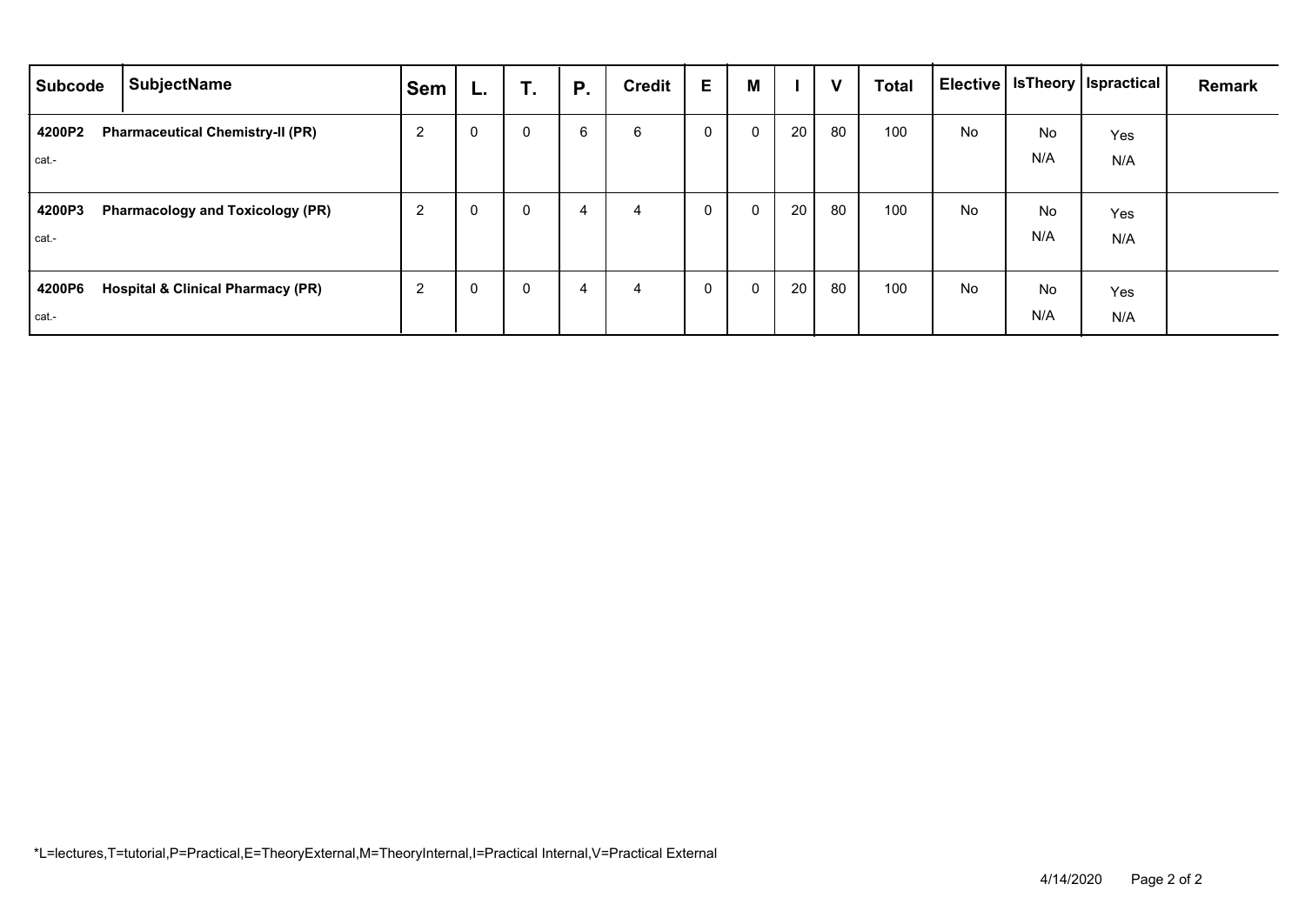| Subcode | SubjectName | Sem | L. | T. | P. | Credit | E | M | I | V | Total | Elective | IsTheory | Ispractical | Remark |
|---|---|---|---|---|---|---|---|---|---|---|---|---|---|---|---|
| 4200P2 cat.- | Pharmaceutical Chemistry-II (PR) | 2 | 0 | 0 | 6 | 6 | 0 | 0 | 20 | 80 | 100 | No | No N/A | Yes N/A | |
| 4200P3 cat.- | Pharmacology and Toxicology (PR) | 2 | 0 | 0 | 4 | 4 | 0 | 0 | 20 | 80 | 100 | No | No N/A | Yes N/A | |
| 4200P6 cat.- | Hospital & Clinical Pharmacy (PR) | 2 | 0 | 0 | 4 | 4 | 0 | 0 | 20 | 80 | 100 | No | No N/A | Yes N/A | |

*L=lectures,T=tutorial,P=Practical,E=TheoryExternal,M=TheoryInternal,I=Practical Internal,V=Practical External

4/14/2020